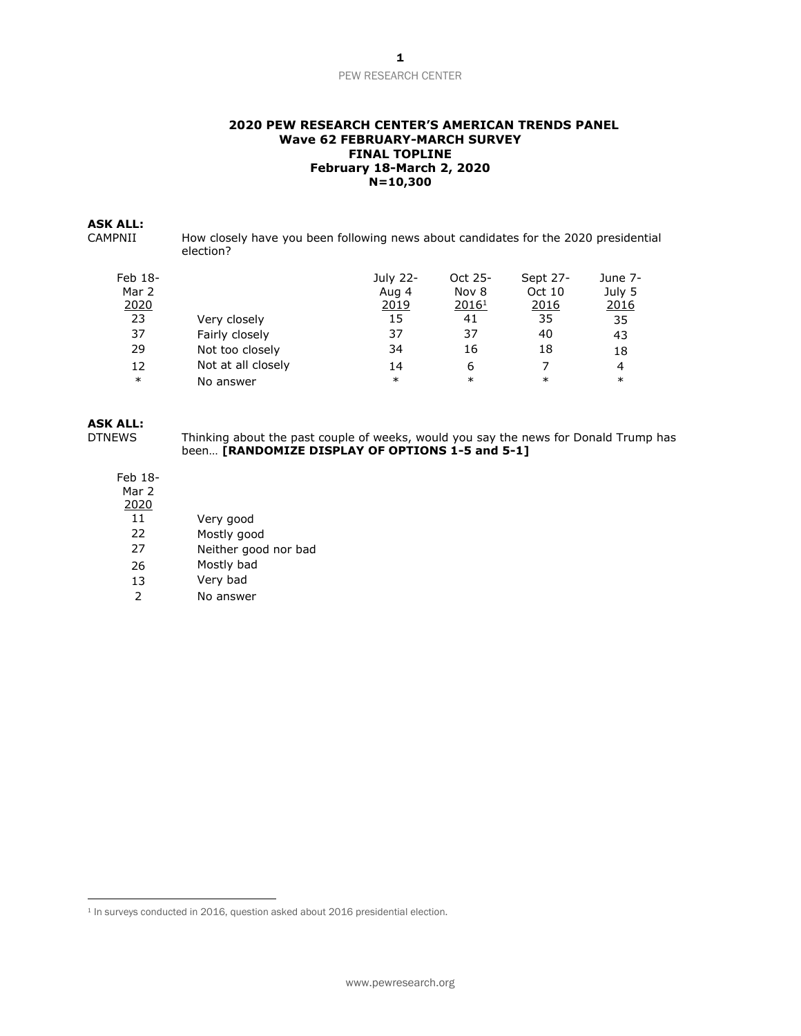**2020 PEW RESEARCH CENTER'S AMERICAN TRENDS PANEL**
**Wave 62 FEBRUARY-MARCH SURVEY**
**FINAL TOPLINE**
**February 18-March 2, 2020**
**N=10,300**

**ASK ALL:**

CAMPNII How closely have you been following news about candidates for the 2020 presidential election?

| Feb 18-Mar 2 2020 | | July 22-Aug 4 2019 | Oct 25-Nov 8 2016[1] | Sept 27-Oct 10 2016 | June 7-July 5 2016 |
|---|---|---|---|---|---|
| 23 | Very closely | 15 | 41 | 35 | 35 |
| 37 | Fairly closely | 37 | 37 | 40 | 43 |
| 29 | Not too closely | 34 | 16 | 18 | 18 |
| 12 | Not at all closely | 14 | 6 | 7 | 4 |
| * | No answer | * | * | * | * |

**ASK ALL:**

DTNEWS Thinking about the past couple of weeks, would you say the news for Donald Trump has been… **[RANDOMIZE DISPLAY OF OPTIONS 1-5 and 5-1]**

| Feb 18-Mar 2 2020 | |
|---|---|
| 11 | Very good |
| 22 | Mostly good |
| 27 | Neither good nor bad |
| 26 | Mostly bad |
| 13 | Very bad |
| 2 | No answer |

[1] In surveys conducted in 2016, question asked about 2016 presidential election.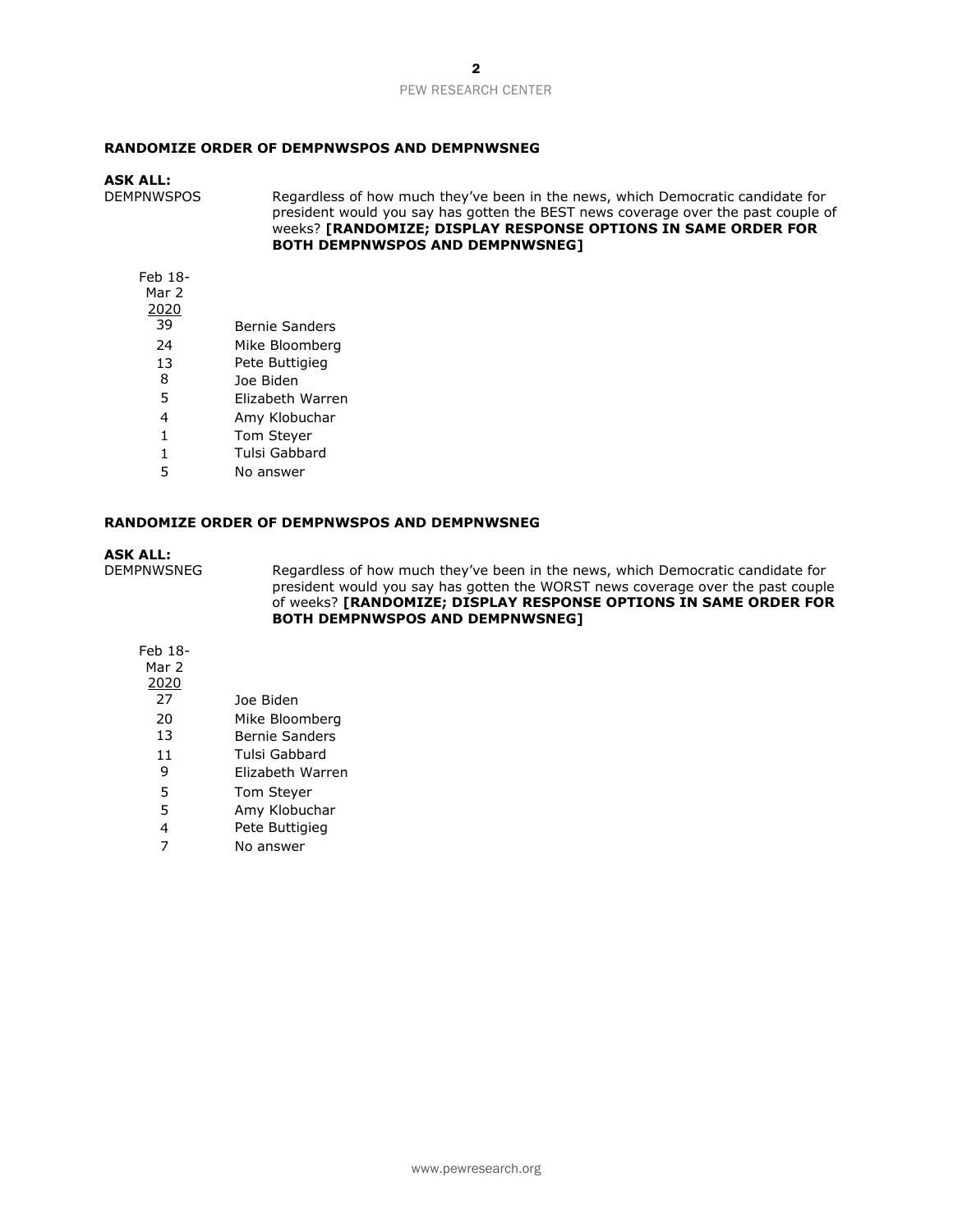**RANDOMIZE ORDER OF DEMPNWSPOS AND DEMPNWSNEG**

**ASK ALL:**

DEMPNWSPOS Regardless of how much they've been in the news, which Democratic candidate for president would you say has gotten the BEST news coverage over the past couple of weeks? **[RANDOMIZE; DISPLAY RESPONSE OPTIONS IN SAME ORDER FOR BOTH DEMPNWSPOS AND DEMPNWSNEG]**

| Feb 18-Mar 2 2020 | |
|---|---|
| 39 | Bernie Sanders |
| 24 | Mike Bloomberg |
| 13 | Pete Buttigieg |
| 8 | Joe Biden |
| 5 | Elizabeth Warren |
| 4 | Amy Klobuchar |
| 1 | Tom Steyer |
| 1 | Tulsi Gabbard |
| 5 | No answer |

**RANDOMIZE ORDER OF DEMPNWSPOS AND DEMPNWSNEG**

**ASK ALL:**

DEMPNWSNEG Regardless of how much they've been in the news, which Democratic candidate for president would you say has gotten the WORST news coverage over the past couple of weeks? **[RANDOMIZE; DISPLAY RESPONSE OPTIONS IN SAME ORDER FOR BOTH DEMPNWSPOS AND DEMPNWSNEG]**

| Feb 18-Mar 2 2020 | |
|---|---|
| 27 | Joe Biden |
| 20 | Mike Bloomberg |
| 13 | Bernie Sanders |
| 11 | Tulsi Gabbard |
| 9 | Elizabeth Warren |
| 5 | Tom Steyer |
| 5 | Amy Klobuchar |
| 4 | Pete Buttigieg |
| 7 | No answer |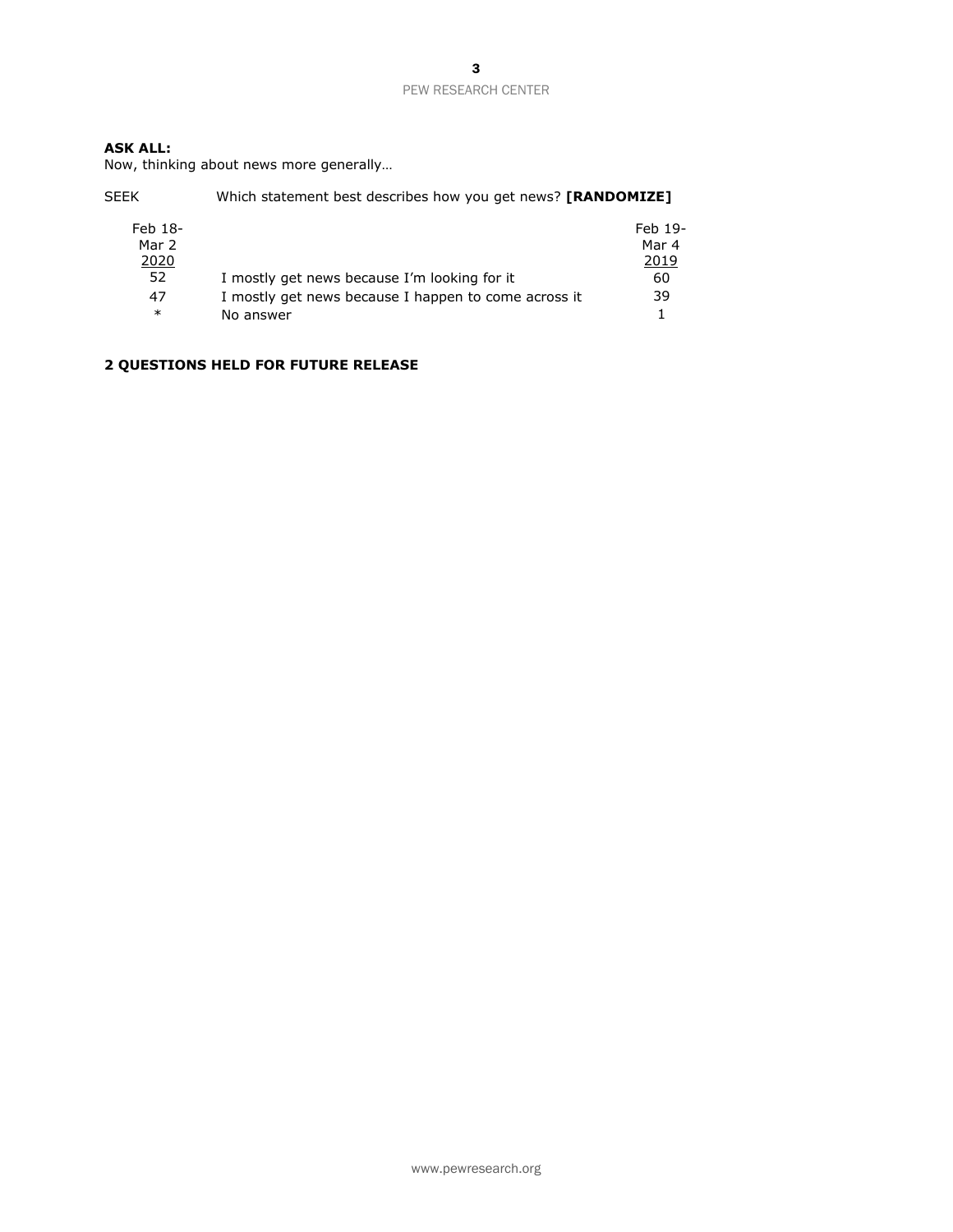**ASK ALL:**
Now, thinking about news more generally…

SEEK Which statement best describes how you get news? **[RANDOMIZE]**

| Feb 18-Mar 2 2020 | | Feb 19-Mar 4 2019 |
|---|---|---|
| 52 | I mostly get news because I'm looking for it | 60 |
| 47 | I mostly get news because I happen to come across it | 39 |
| * | No answer | 1 |

**2 QUESTIONS HELD FOR FUTURE RELEASE**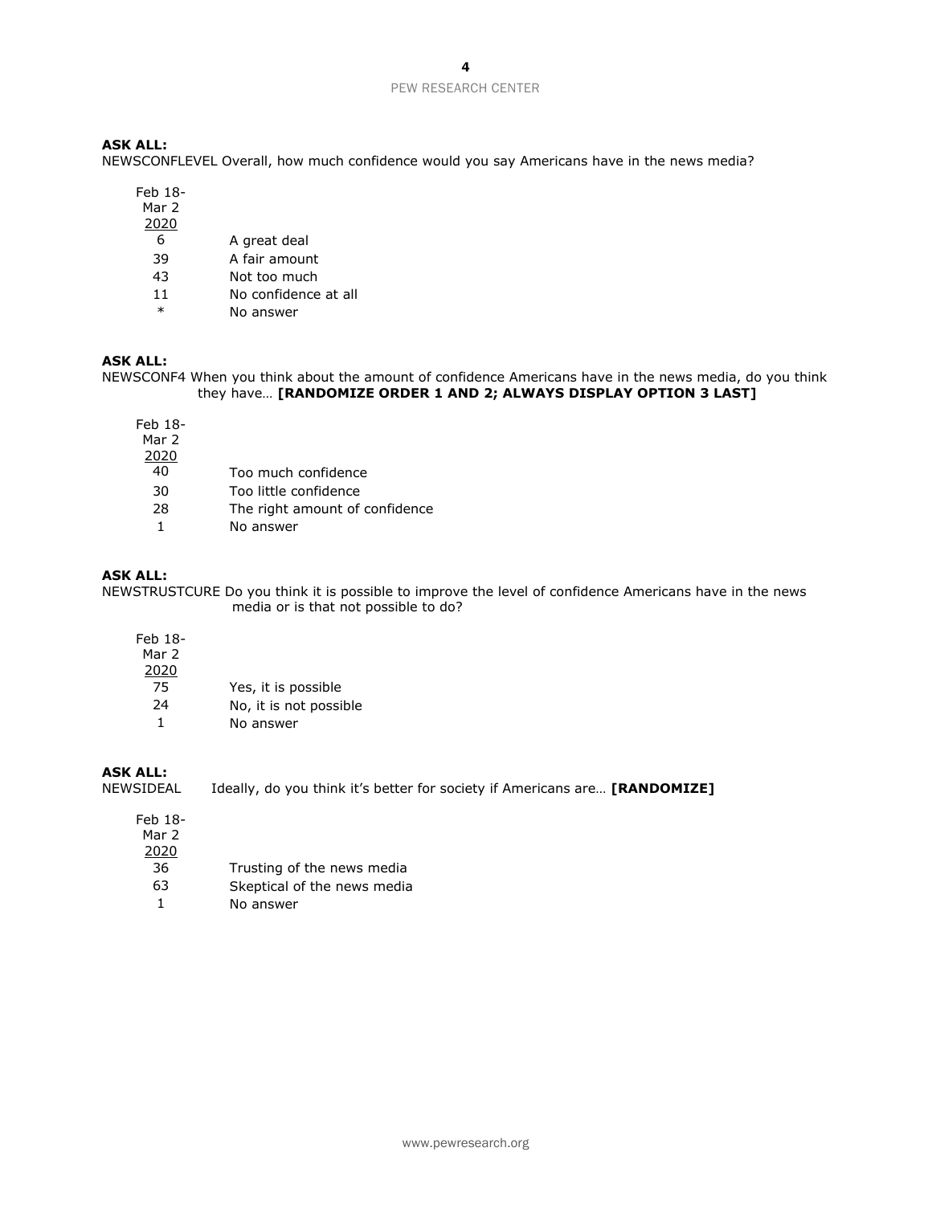**ASK ALL:**
NEWSCONFLEVEL Overall, how much confidence would you say Americans have in the news media?

| Feb 18-Mar 2 2020 | |
|---|---|
| 6 | A great deal |
| 39 | A fair amount |
| 43 | Not too much |
| 11 | No confidence at all |
| * | No answer |

**ASK ALL:**
NEWSCONF4 When you think about the amount of confidence Americans have in the news media, do you think they have… **[RANDOMIZE ORDER 1 AND 2; ALWAYS DISPLAY OPTION 3 LAST]**

| Feb 18-Mar 2 2020 | |
|---|---|
| 40 | Too much confidence |
| 30 | Too little confidence |
| 28 | The right amount of confidence |
| 1 | No answer |

**ASK ALL:**
NEWSTRUSTCURE Do you think it is possible to improve the level of confidence Americans have in the news media or is that not possible to do?

| Feb 18-Mar 2 2020 | |
|---|---|
| 75 | Yes, it is possible |
| 24 | No, it is not possible |
| 1 | No answer |

**ASK ALL:**
NEWSIDEAL Ideally, do you think it's better for society if Americans are… **[RANDOMIZE]**

| Feb 18-Mar 2 2020 | |
|---|---|
| 36 | Trusting of the news media |
| 63 | Skeptical of the news media |
| 1 | No answer |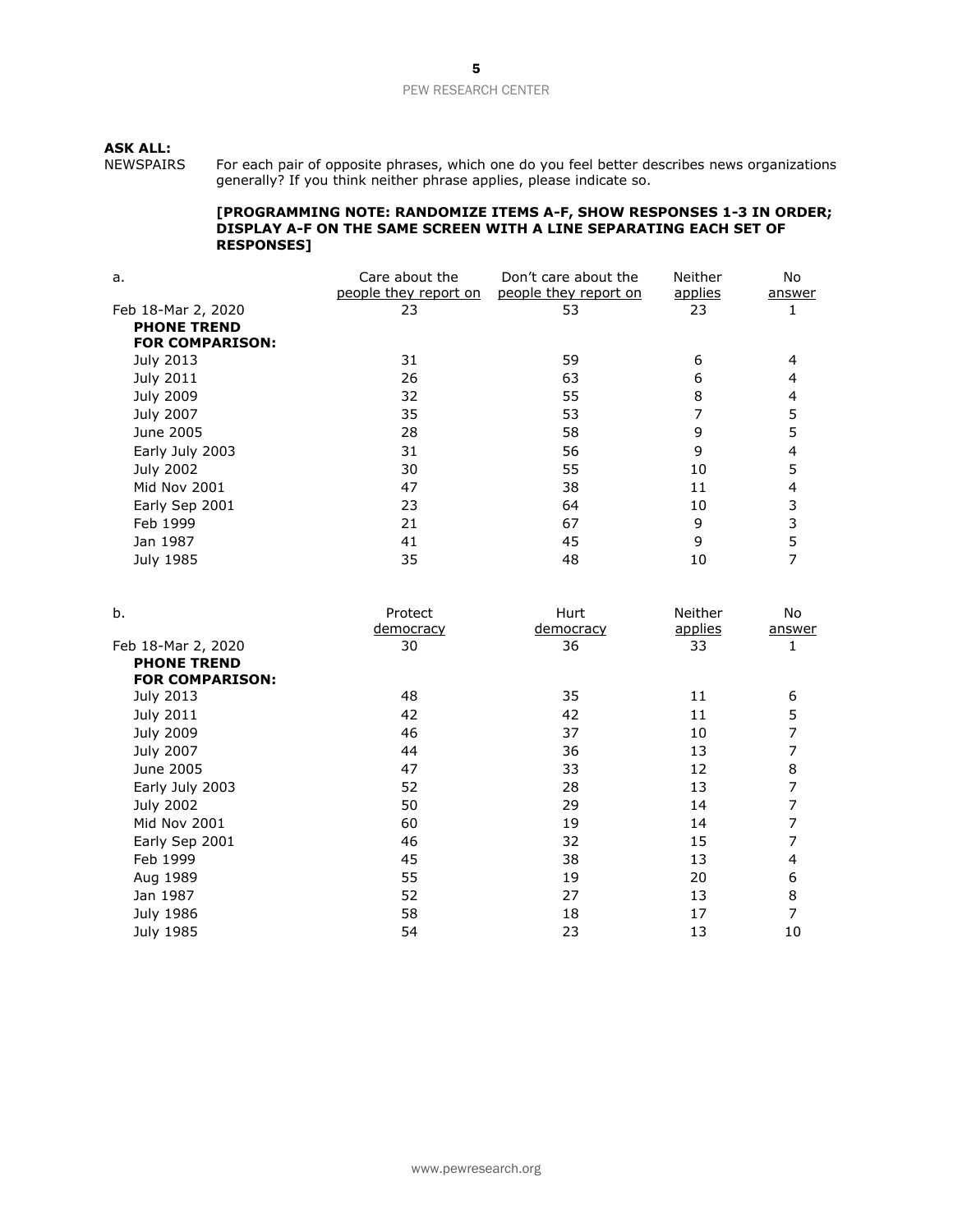**ASK ALL:**

NEWSPAIRS For each pair of opposite phrases, which one do you feel better describes news organizations generally? If you think neither phrase applies, please indicate so.

**[PROGRAMMING NOTE: RANDOMIZE ITEMS A-F, SHOW RESPONSES 1-3 IN ORDER; DISPLAY A-F ON THE SAME SCREEN WITH A LINE SEPARATING EACH SET OF RESPONSES]**

| a. | Care about the people they report on | Don't care about the people they report on | Neither applies | No answer |
|---|---|---|---|---|
| Feb 18-Mar 2, 2020 | 23 | 53 | 23 | 1 |
| **PHONE TREND FOR COMPARISON:** | | | | |
| July 2013 | 31 | 59 | 6 | 4 |
| July 2011 | 26 | 63 | 6 | 4 |
| July 2009 | 32 | 55 | 8 | 4 |
| July 2007 | 35 | 53 | 7 | 5 |
| June 2005 | 28 | 58 | 9 | 5 |
| Early July 2003 | 31 | 56 | 9 | 4 |
| July 2002 | 30 | 55 | 10 | 5 |
| Mid Nov 2001 | 47 | 38 | 11 | 4 |
| Early Sep 2001 | 23 | 64 | 10 | 3 |
| Feb 1999 | 21 | 67 | 9 | 3 |
| Jan 1987 | 41 | 45 | 9 | 5 |
| July 1985 | 35 | 48 | 10 | 7 |

| b. | Protect democracy | Hurt democracy | Neither applies | No answer |
|---|---|---|---|---|
| Feb 18-Mar 2, 2020 | 30 | 36 | 33 | 1 |
| **PHONE TREND FOR COMPARISON:** | | | | |
| July 2013 | 48 | 35 | 11 | 6 |
| July 2011 | 42 | 42 | 11 | 5 |
| July 2009 | 46 | 37 | 10 | 7 |
| July 2007 | 44 | 36 | 13 | 7 |
| June 2005 | 47 | 33 | 12 | 8 |
| Early July 2003 | 52 | 28 | 13 | 7 |
| July 2002 | 50 | 29 | 14 | 7 |
| Mid Nov 2001 | 60 | 19 | 14 | 7 |
| Early Sep 2001 | 46 | 32 | 15 | 7 |
| Feb 1999 | 45 | 38 | 13 | 4 |
| Aug 1989 | 55 | 19 | 20 | 6 |
| Jan 1987 | 52 | 27 | 13 | 8 |
| July 1986 | 58 | 18 | 17 | 7 |
| July 1985 | 54 | 23 | 13 | 10 |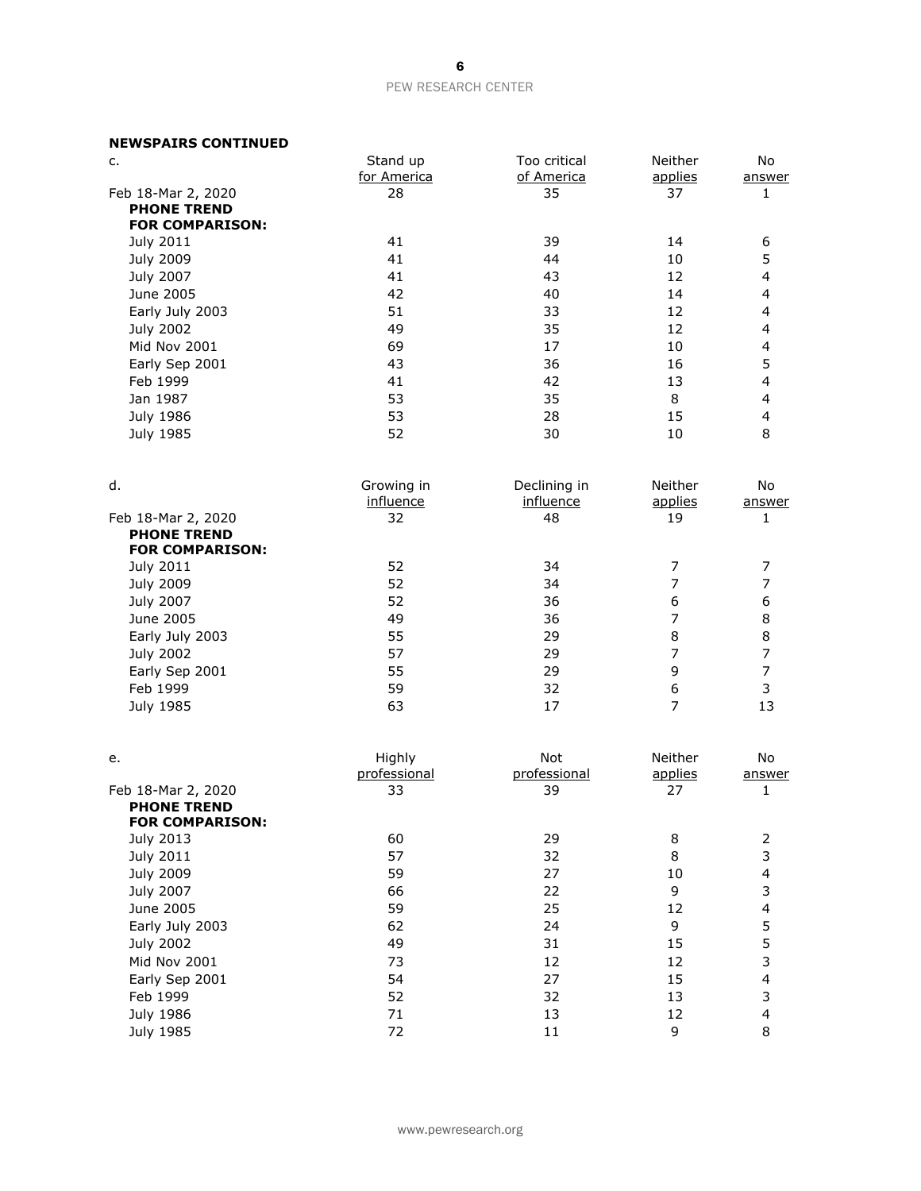**NEWSPAIRS CONTINUED**

| c. | Stand up for America | Too critical of America | Neither applies | No answer |
|---|---|---|---|---|
| Feb 18-Mar 2, 2020 | 28 | 35 | 37 | 1 |
| **PHONE TREND FOR COMPARISON:** | | | | |
| July 2011 | 41 | 39 | 14 | 6 |
| July 2009 | 41 | 44 | 10 | 5 |
| July 2007 | 41 | 43 | 12 | 4 |
| June 2005 | 42 | 40 | 14 | 4 |
| Early July 2003 | 51 | 33 | 12 | 4 |
| July 2002 | 49 | 35 | 12 | 4 |
| Mid Nov 2001 | 69 | 17 | 10 | 4 |
| Early Sep 2001 | 43 | 36 | 16 | 5 |
| Feb 1999 | 41 | 42 | 13 | 4 |
| Jan 1987 | 53 | 35 | 8 | 4 |
| July 1986 | 53 | 28 | 15 | 4 |
| July 1985 | 52 | 30 | 10 | 8 |

| d. | Growing in influence | Declining in influence | Neither applies | No answer |
|---|---|---|---|---|
| Feb 18-Mar 2, 2020 | 32 | 48 | 19 | 1 |
| **PHONE TREND FOR COMPARISON:** | | | | |
| July 2011 | 52 | 34 | 7 | 7 |
| July 2009 | 52 | 34 | 7 | 7 |
| July 2007 | 52 | 36 | 6 | 6 |
| June 2005 | 49 | 36 | 7 | 8 |
| Early July 2003 | 55 | 29 | 8 | 8 |
| July 2002 | 57 | 29 | 7 | 7 |
| Early Sep 2001 | 55 | 29 | 9 | 7 |
| Feb 1999 | 59 | 32 | 6 | 3 |
| July 1985 | 63 | 17 | 7 | 13 |

| e. | Highly professional | Not professional | Neither applies | No answer |
|---|---|---|---|---|
| Feb 18-Mar 2, 2020 | 33 | 39 | 27 | 1 |
| **PHONE TREND FOR COMPARISON:** | | | | |
| July 2013 | 60 | 29 | 8 | 2 |
| July 2011 | 57 | 32 | 8 | 3 |
| July 2009 | 59 | 27 | 10 | 4 |
| July 2007 | 66 | 22 | 9 | 3 |
| June 2005 | 59 | 25 | 12 | 4 |
| Early July 2003 | 62 | 24 | 9 | 5 |
| July 2002 | 49 | 31 | 15 | 5 |
| Mid Nov 2001 | 73 | 12 | 12 | 3 |
| Early Sep 2001 | 54 | 27 | 15 | 4 |
| Feb 1999 | 52 | 32 | 13 | 3 |
| July 1986 | 71 | 13 | 12 | 4 |
| July 1985 | 72 | 11 | 9 | 8 |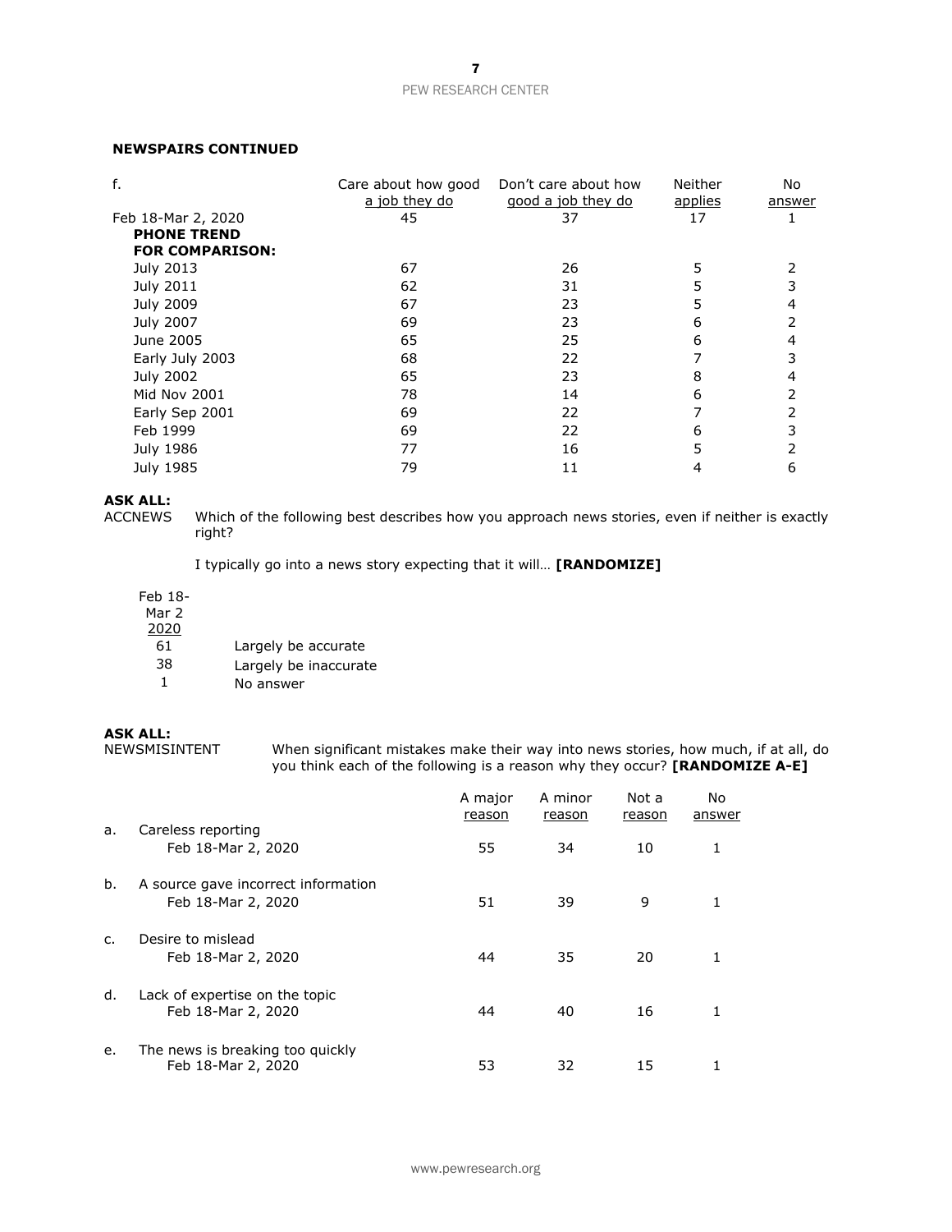**NEWSPAIRS CONTINUED**

| f. | Care about how good a job they do | Don't care about how good a job they do | Neither applies | No answer |
|---|---|---|---|---|
| Feb 18-Mar 2, 2020 | 45 | 37 | 17 | 1 |
| **PHONE TREND FOR COMPARISON:** | | | | |
| July 2013 | 67 | 26 | 5 | 2 |
| July 2011 | 62 | 31 | 5 | 3 |
| July 2009 | 67 | 23 | 5 | 4 |
| July 2007 | 69 | 23 | 6 | 2 |
| June 2005 | 65 | 25 | 6 | 4 |
| Early July 2003 | 68 | 22 | 7 | 3 |
| July 2002 | 65 | 23 | 8 | 4 |
| Mid Nov 2001 | 78 | 14 | 6 | 2 |
| Early Sep 2001 | 69 | 22 | 7 | 2 |
| Feb 1999 | 69 | 22 | 6 | 3 |
| July 1986 | 77 | 16 | 5 | 2 |
| July 1985 | 79 | 11 | 4 | 6 |

**ASK ALL:**

ACCNEWS Which of the following best describes how you approach news stories, even if neither is exactly right?

I typically go into a news story expecting that it will… **[RANDOMIZE]**

| Feb 18-Mar 2 2020 | |
|---|---|
| 61 | Largely be accurate |
| 38 | Largely be inaccurate |
| 1 | No answer |

**ASK ALL:**

NEWSMISINTENT When significant mistakes make their way into news stories, how much, if at all, do you think each of the following is a reason why they occur? **[RANDOMIZE A-E]**

| | A major reason | A minor reason | Not a reason | No answer |
|---|---|---|---|---|
| a. Careless reporting | | | | |
| Feb 18-Mar 2, 2020 | 55 | 34 | 10 | 1 |
| b. A source gave incorrect information | | | | |
| Feb 18-Mar 2, 2020 | 51 | 39 | 9 | 1 |
| c. Desire to mislead | | | | |
| Feb 18-Mar 2, 2020 | 44 | 35 | 20 | 1 |
| d. Lack of expertise on the topic | | | | |
| Feb 18-Mar 2, 2020 | 44 | 40 | 16 | 1 |
| e. The news is breaking too quickly | | | | |
| Feb 18-Mar 2, 2020 | 53 | 32 | 15 | 1 |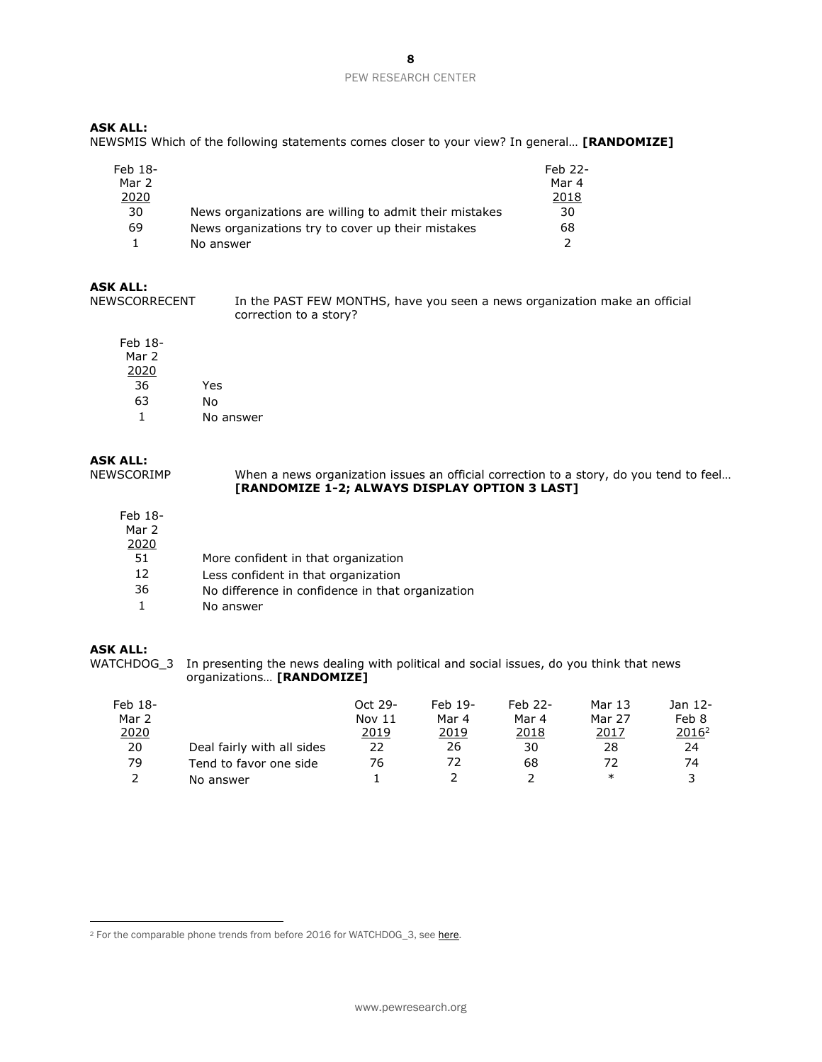**ASK ALL:**
NEWSMIS Which of the following statements comes closer to your view? In general… **[RANDOMIZE]**

| Feb 18-Mar 2 2020 | | Feb 22-Mar 4 2018 |
|---|---|---|
| 30 | News organizations are willing to admit their mistakes | 30 |
| 69 | News organizations try to cover up their mistakes | 68 |
| 1 | No answer | 2 |

**ASK ALL:**
NEWSCORRECENT In the PAST FEW MONTHS, have you seen a news organization make an official correction to a story?

| Feb 18-Mar 2 2020 | |
|---|---|
| 36 | Yes |
| 63 | No |
| 1 | No answer |

**ASK ALL:**
NEWSCORIMP When a news organization issues an official correction to a story, do you tend to feel… **[RANDOMIZE 1-2; ALWAYS DISPLAY OPTION 3 LAST]**

| Feb 18-Mar 2 2020 | |
|---|---|
| 51 | More confident in that organization |
| 12 | Less confident in that organization |
| 36 | No difference in confidence in that organization |
| 1 | No answer |

**ASK ALL:**
WATCHDOG_3 In presenting the news dealing with political and social issues, do you think that news organizations… **[RANDOMIZE]**

| Feb 18-Mar 2 2020 | | Oct 29-Nov 11 2019 | Feb 19-Mar 4 2019 | Feb 22-Mar 4 2018 | Mar 13 Mar 27 2017 | Jan 12-Feb 8 2016[2] |
|---|---|---|---|---|---|---|
| 20 | Deal fairly with all sides | 22 | 26 | 30 | 28 | 24 |
| 79 | Tend to favor one side | 76 | 72 | 68 | 72 | 74 |
| 2 | No answer | 1 | 2 | 2 | * | 3 |

[2] For the comparable phone trends from before 2016 for WATCHDOG_3, see here.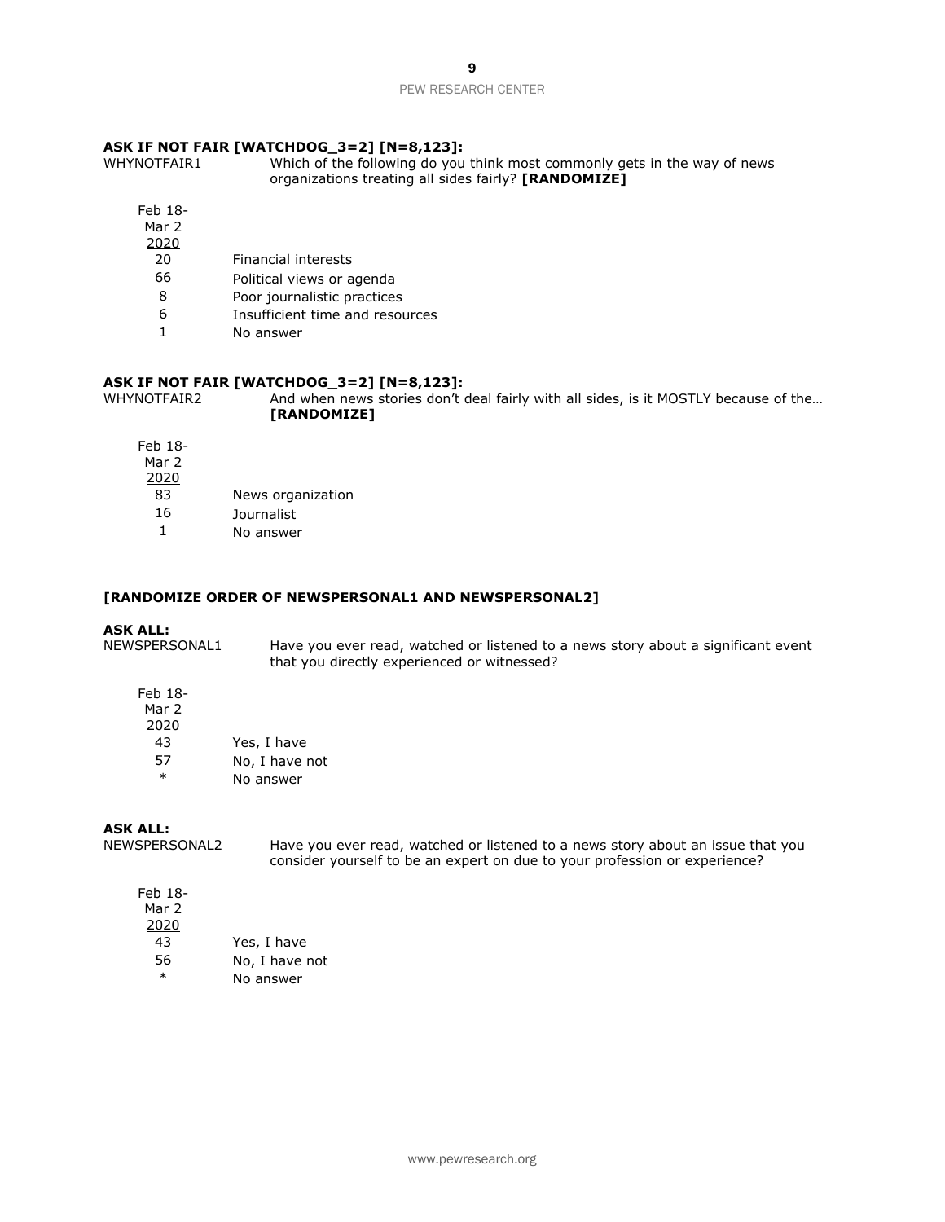**ASK IF NOT FAIR [WATCHDOG_3=2] [N=8,123]:**

WHYNOTFAIR1 Which of the following do you think most commonly gets in the way of news organizations treating all sides fairly? **[RANDOMIZE]**

| Feb 18-Mar 2 2020 | |
|---|---|
| 20 | Financial interests |
| 66 | Political views or agenda |
| 8 | Poor journalistic practices |
| 6 | Insufficient time and resources |
| 1 | No answer |

**ASK IF NOT FAIR [WATCHDOG_3=2] [N=8,123]:**

WHYNOTFAIR2 And when news stories don't deal fairly with all sides, is it MOSTLY because of the… **[RANDOMIZE]**

| Feb 18-Mar 2 2020 | |
|---|---|
| 83 | News organization |
| 16 | Journalist |
| 1 | No answer |

**[RANDOMIZE ORDER OF NEWSPERSONAL1 AND NEWSPERSONAL2]**

**ASK ALL:**

NEWSPERSONAL1 Have you ever read, watched or listened to a news story about a significant event that you directly experienced or witnessed?

| Feb 18-Mar 2 2020 | |
|---|---|
| 43 | Yes, I have |
| 57 | No, I have not |
| * | No answer |

**ASK ALL:**

NEWSPERSONAL2 Have you ever read, watched or listened to a news story about an issue that you consider yourself to be an expert on due to your profession or experience?

| Feb 18-Mar 2 2020 | |
|---|---|
| 43 | Yes, I have |
| 56 | No, I have not |
| * | No answer |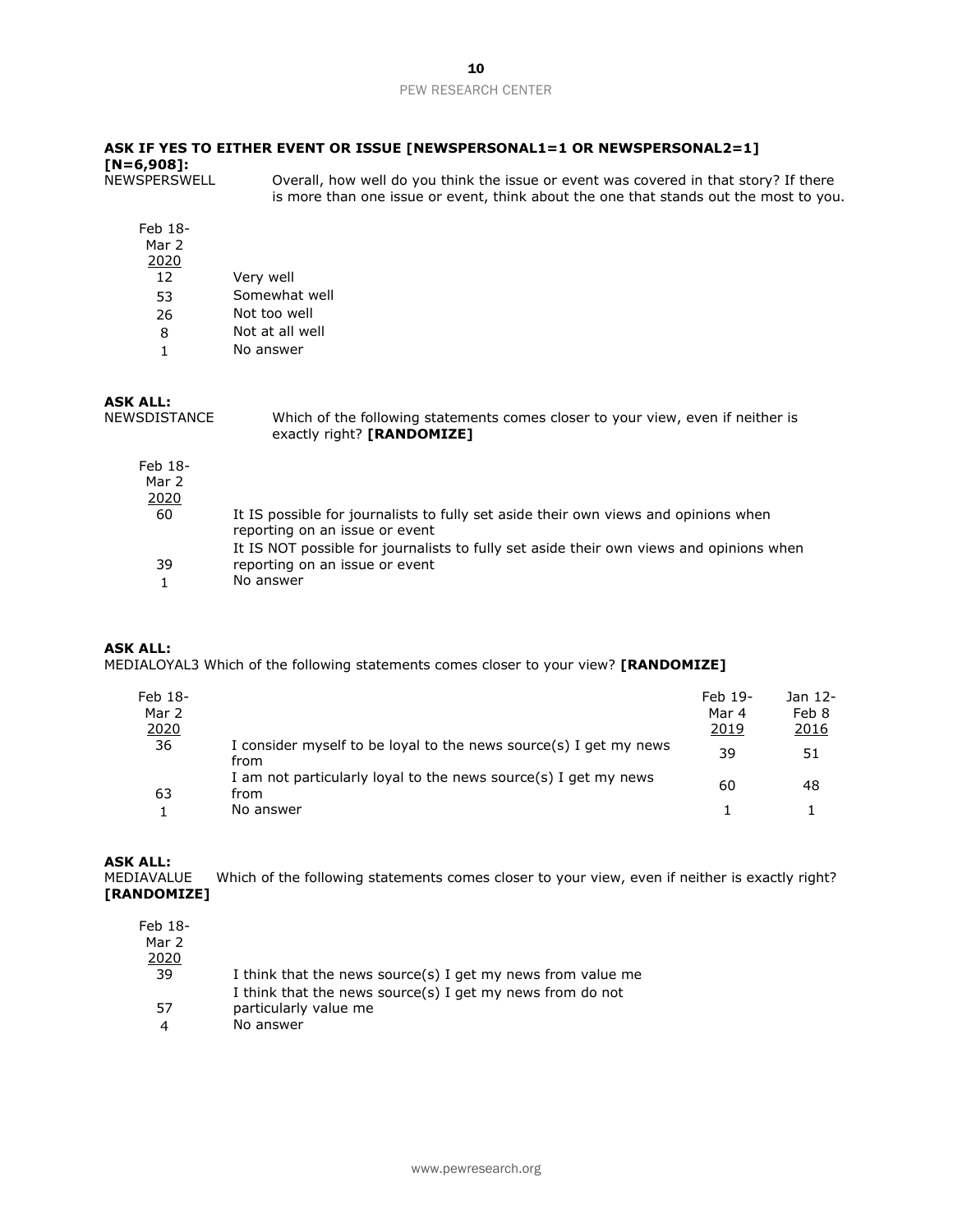**ASK IF YES TO EITHER EVENT OR ISSUE [NEWSPERSONAL1=1 OR NEWSPERSONAL2=1] [N=6,908]:**

NEWSPERSWELL Overall, how well do you think the issue or event was covered in that story? If there is more than one issue or event, think about the one that stands out the most to you.

| Feb 18-Mar 2 2020 | |
|---|---|
| 12 | Very well |
| 53 | Somewhat well |
| 26 | Not too well |
| 8 | Not at all well |
| 1 | No answer |

**ASK ALL:**

NEWSDISTANCE Which of the following statements comes closer to your view, even if neither is exactly right? **[RANDOMIZE]**

| Feb 18-Mar 2 2020 | |
|---|---|
| 60 | It IS possible for journalists to fully set aside their own views and opinions when reporting on an issue or event |
| 39 | It IS NOT possible for journalists to fully set aside their own views and opinions when reporting on an issue or event |
| 1 | No answer |

**ASK ALL:**

MEDIALOYAL3 Which of the following statements comes closer to your view? **[RANDOMIZE]**

| Feb 18-Mar 2 2020 | | Feb 19-Mar 4 2019 | Jan 12-Feb 8 2016 |
|---|---|---|---|
| 36 | I consider myself to be loyal to the news source(s) I get my news from | 39 | 51 |
| 63 | I am not particularly loyal to the news source(s) I get my news from | 60 | 48 |
| 1 | No answer | 1 | 1 |

**ASK ALL:**

MEDIAVALUE Which of the following statements comes closer to your view, even if neither is exactly right? **[RANDOMIZE]**

| Feb 18-Mar 2 2020 | |
|---|---|
| 39 | I think that the news source(s) I get my news from value me |
| 57 | I think that the news source(s) I get my news from do not particularly value me |
| 4 | No answer |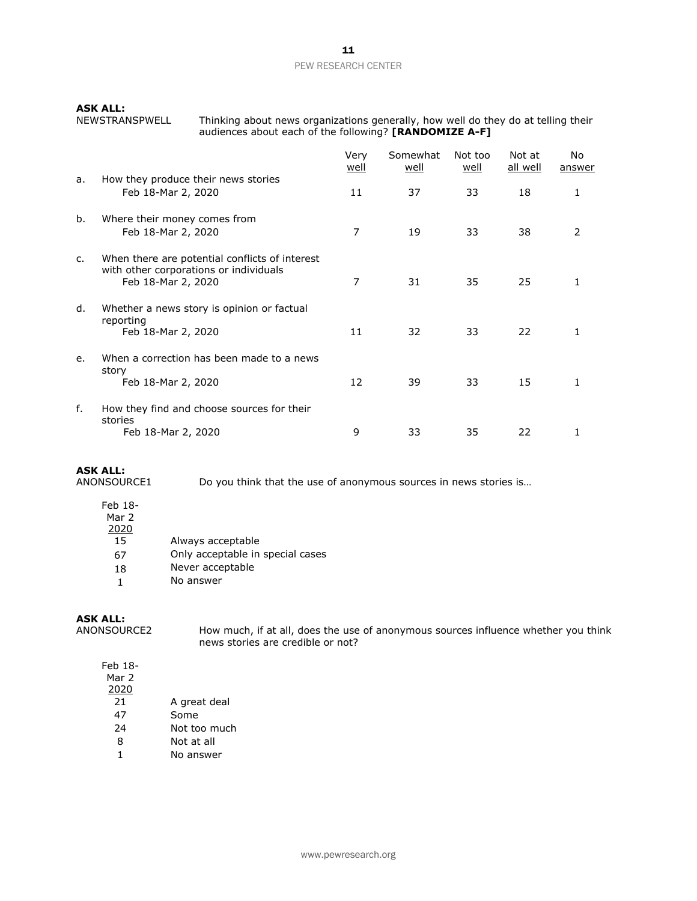**ASK ALL:**

NEWSTRANSPWELL Thinking about news organizations generally, how well do they do at telling their audiences about each of the following? **[RANDOMIZE A-F]**

| | | Very well | Somewhat well | Not too well | Not at all well | No answer |
|---|---|---|---|---|---|---|
| a. | How they produce their news stories | | | | | |
| | Feb 18-Mar 2, 2020 | 11 | 37 | 33 | 18 | 1 |
| b. | Where their money comes from | | | | | |
| | Feb 18-Mar 2, 2020 | 7 | 19 | 33 | 38 | 2 |
| c. | When there are potential conflicts of interest with other corporations or individuals | | | | | |
| | Feb 18-Mar 2, 2020 | 7 | 31 | 35 | 25 | 1 |
| d. | Whether a news story is opinion or factual reporting | | | | | |
| | Feb 18-Mar 2, 2020 | 11 | 32 | 33 | 22 | 1 |
| e. | When a correction has been made to a news story | | | | | |
| | Feb 18-Mar 2, 2020 | 12 | 39 | 33 | 15 | 1 |
| f. | How they find and choose sources for their stories | | | | | |
| | Feb 18-Mar 2, 2020 | 9 | 33 | 35 | 22 | 1 |

**ASK ALL:**

ANONSOURCE1 Do you think that the use of anonymous sources in news stories is…

| Feb 18-Mar 2 2020 | |
|---|---|
| 15 | Always acceptable |
| 67 | Only acceptable in special cases |
| 18 | Never acceptable |
| 1 | No answer |

**ASK ALL:**

ANONSOURCE2 How much, if at all, does the use of anonymous sources influence whether you think news stories are credible or not?

| Feb 18-Mar 2 2020 | |
|---|---|
| 21 | A great deal |
| 47 | Some |
| 24 | Not too much |
| 8 | Not at all |
| 1 | No answer |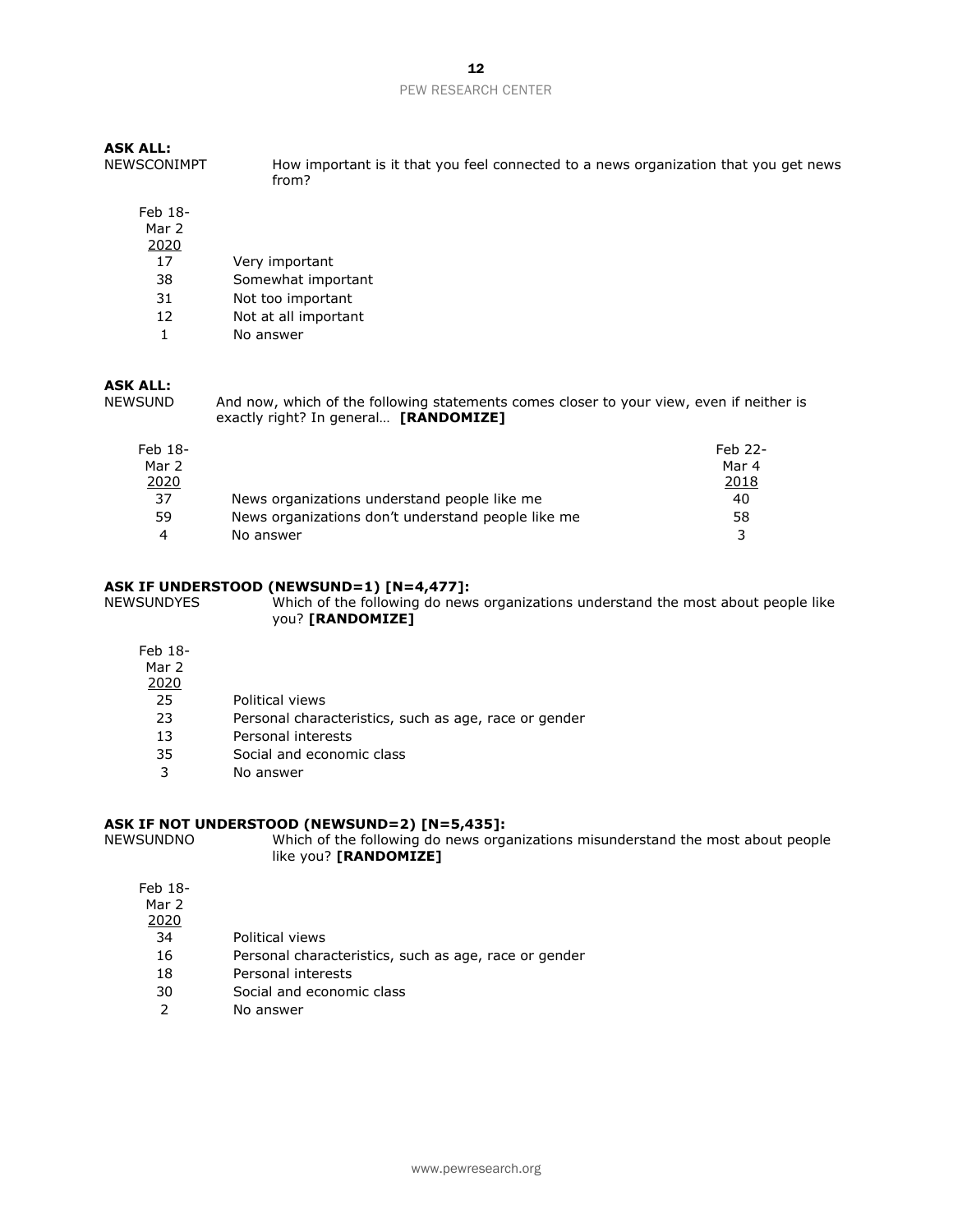**ASK ALL:**

NEWSCONIMPT How important is it that you feel connected to a news organization that you get news from?

| Feb 18-Mar 2 2020 | |
|---|---|
| 17 | Very important |
| 38 | Somewhat important |
| 31 | Not too important |
| 12 | Not at all important |
| 1 | No answer |

**ASK ALL:**

NEWSUND And now, which of the following statements comes closer to your view, even if neither is exactly right? In general… **[RANDOMIZE]**

| Feb 18-Mar 2 2020 | | Feb 22-Mar 4 2018 |
|---|---|---|
| 37 | News organizations understand people like me | 40 |
| 59 | News organizations don't understand people like me | 58 |
| 4 | No answer | 3 |

**ASK IF UNDERSTOOD (NEWSUND=1) [N=4,477]:**

NEWSUNDYES Which of the following do news organizations understand the most about people like you? **[RANDOMIZE]**

| Feb 18-Mar 2 2020 | |
|---|---|
| 25 | Political views |
| 23 | Personal characteristics, such as age, race or gender |
| 13 | Personal interests |
| 35 | Social and economic class |
| 3 | No answer |

**ASK IF NOT UNDERSTOOD (NEWSUND=2) [N=5,435]:**

NEWSUNDNO Which of the following do news organizations misunderstand the most about people like you? **[RANDOMIZE]**

| Feb 18-Mar 2 2020 | |
|---|---|
| 34 | Political views |
| 16 | Personal characteristics, such as age, race or gender |
| 18 | Personal interests |
| 30 | Social and economic class |
| 2 | No answer |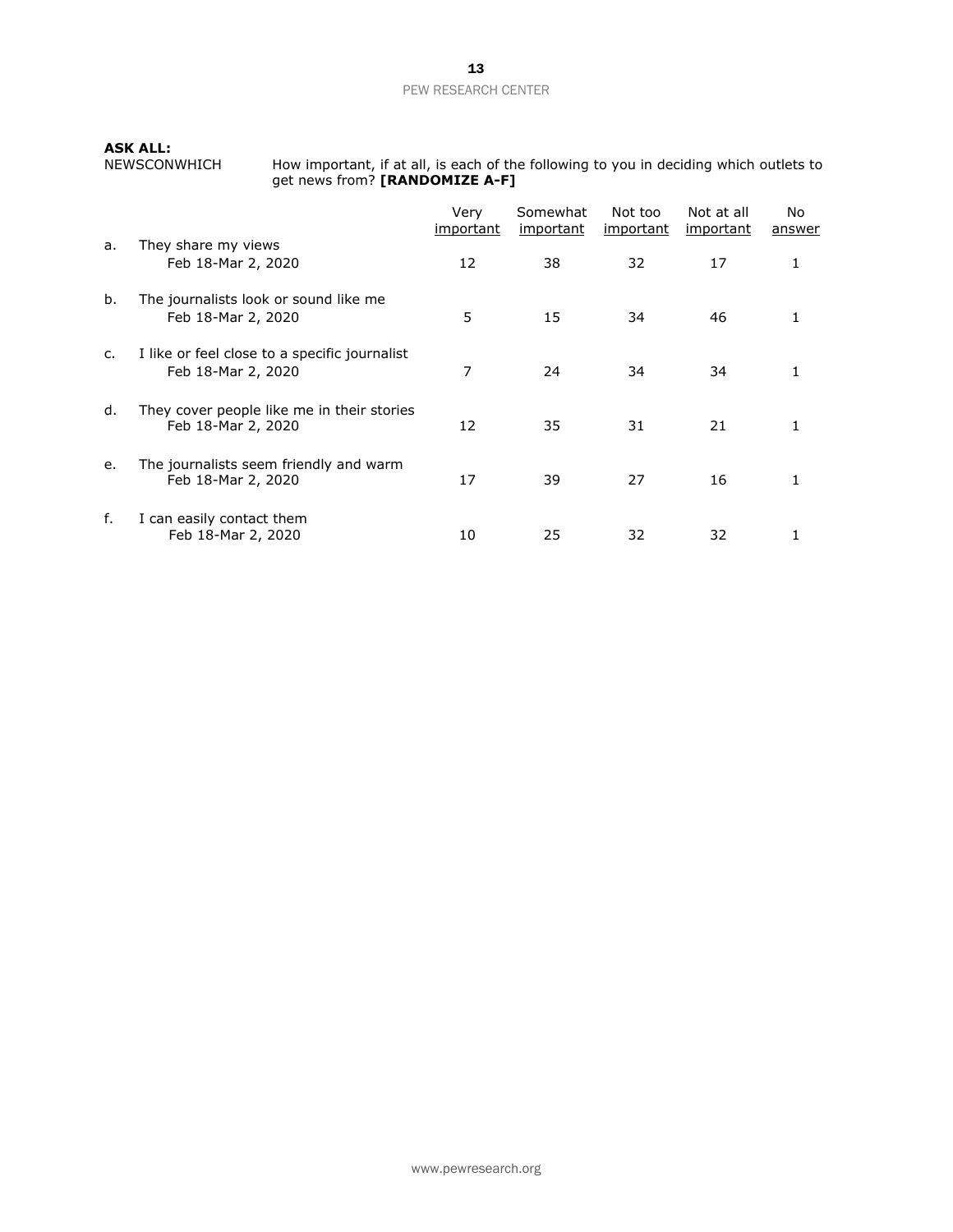**ASK ALL:**

NEWSCONWHICH How important, if at all, is each of the following to you in deciding which outlets to get news from? **[RANDOMIZE A-F]**

| | | Very important | Somewhat important | Not too important | Not at all important | No answer |
|---|---|---|---|---|---|---|
| a. | They share my views | | | | | |
| | Feb 18-Mar 2, 2020 | 12 | 38 | 32 | 17 | 1 |
| b. | The journalists look or sound like me | | | | | |
| | Feb 18-Mar 2, 2020 | 5 | 15 | 34 | 46 | 1 |
| c. | I like or feel close to a specific journalist | | | | | |
| | Feb 18-Mar 2, 2020 | 7 | 24 | 34 | 34 | 1 |
| d. | They cover people like me in their stories | | | | | |
| | Feb 18-Mar 2, 2020 | 12 | 35 | 31 | 21 | 1 |
| e. | The journalists seem friendly and warm | | | | | |
| | Feb 18-Mar 2, 2020 | 17 | 39 | 27 | 16 | 1 |
| f. | I can easily contact them | | | | | |
| | Feb 18-Mar 2, 2020 | 10 | 25 | 32 | 32 | 1 |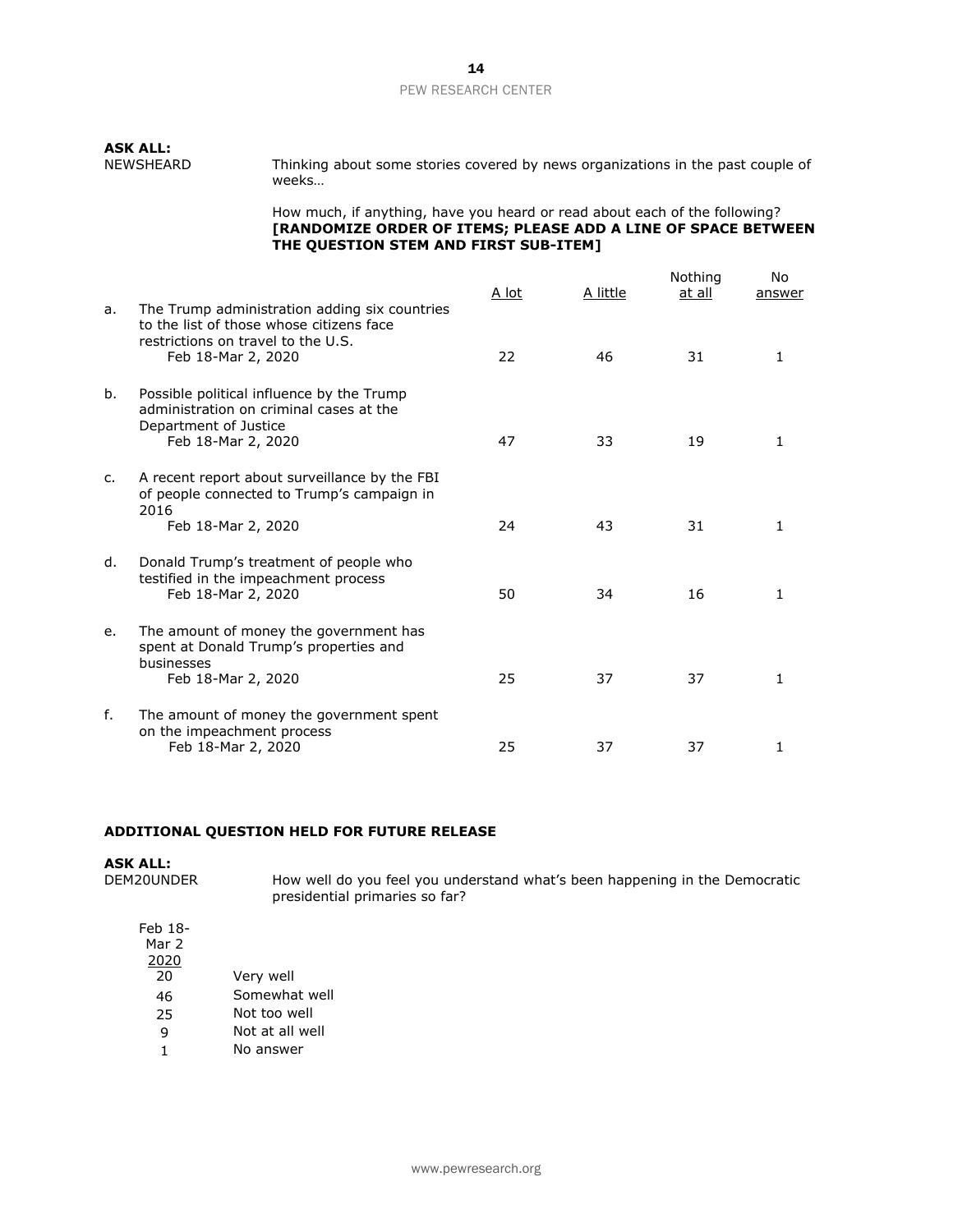**ASK ALL:**
NEWSHEARD Thinking about some stories covered by news organizations in the past couple of weeks…

How much, if anything, have you heard or read about each of the following? **[RANDOMIZE ORDER OF ITEMS; PLEASE ADD A LINE OF SPACE BETWEEN THE QUESTION STEM AND FIRST SUB-ITEM]**

| | | A lot | A little | Nothing at all | No answer |
|---|---|---|---|---|---|
| a. | The Trump administration adding six countries to the list of those whose citizens face restrictions on travel to the U.S. | | | | |
| | Feb 18-Mar 2, 2020 | 22 | 46 | 31 | 1 |
| b. | Possible political influence by the Trump administration on criminal cases at the Department of Justice | | | | |
| | Feb 18-Mar 2, 2020 | 47 | 33 | 19 | 1 |
| c. | A recent report about surveillance by the FBI of people connected to Trump's campaign in 2016 | | | | |
| | Feb 18-Mar 2, 2020 | 24 | 43 | 31 | 1 |
| d. | Donald Trump's treatment of people who testified in the impeachment process | | | | |
| | Feb 18-Mar 2, 2020 | 50 | 34 | 16 | 1 |
| e. | The amount of money the government has spent at Donald Trump's properties and businesses | | | | |
| | Feb 18-Mar 2, 2020 | 25 | 37 | 37 | 1 |
| f. | The amount of money the government spent on the impeachment process | | | | |
| | Feb 18-Mar 2, 2020 | 25 | 37 | 37 | 1 |

**ADDITIONAL QUESTION HELD FOR FUTURE RELEASE**

**ASK ALL:**
DEM20UNDER How well do you feel you understand what's been happening in the Democratic presidential primaries so far?

| Feb 18-Mar 2 2020 | |
|---|---|
| 20 | Very well |
| 46 | Somewhat well |
| 25 | Not too well |
| 9 | Not at all well |
| 1 | No answer |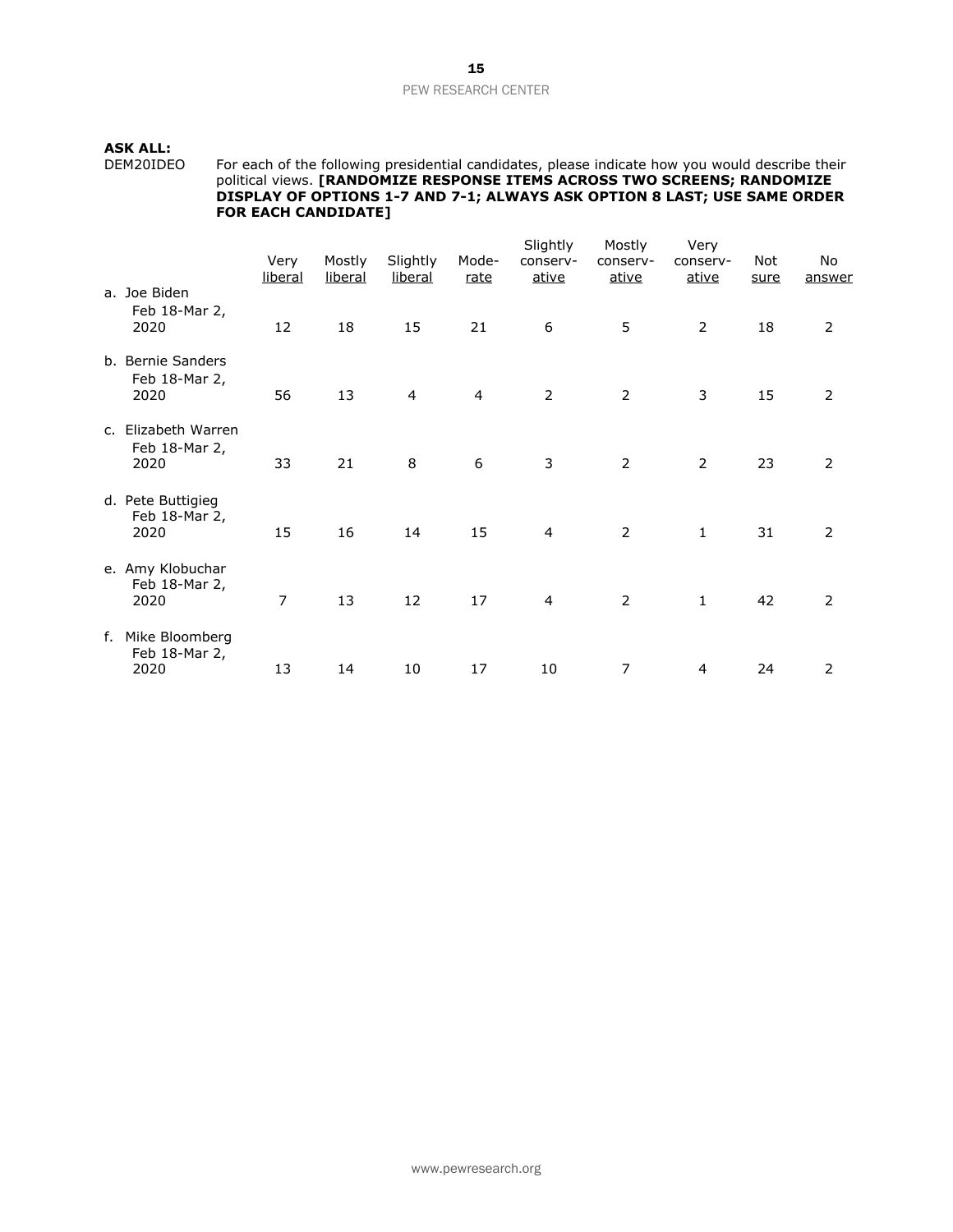**ASK ALL:**

DEM20IDEO For each of the following presidential candidates, please indicate how you would describe their political views. **[RANDOMIZE RESPONSE ITEMS ACROSS TWO SCREENS; RANDOMIZE DISPLAY OF OPTIONS 1-7 AND 7-1; ALWAYS ASK OPTION 8 LAST; USE SAME ORDER FOR EACH CANDIDATE]**

| | Very liberal | Mostly liberal | Slightly liberal | Moderate | Slightly conservative | Mostly conservative | Very conservative | Not sure | No answer |
|---|---|---|---|---|---|---|---|---|---|
| a. Joe Biden | | | | | | | | | |
| Feb 18-Mar 2, 2020 | 12 | 18 | 15 | 21 | 6 | 5 | 2 | 18 | 2 |
| b. Bernie Sanders | | | | | | | | | |
| Feb 18-Mar 2, 2020 | 56 | 13 | 4 | 4 | 2 | 2 | 3 | 15 | 2 |
| c. Elizabeth Warren | | | | | | | | | |
| Feb 18-Mar 2, 2020 | 33 | 21 | 8 | 6 | 3 | 2 | 2 | 23 | 2 |
| d. Pete Buttigieg | | | | | | | | | |
| Feb 18-Mar 2, 2020 | 15 | 16 | 14 | 15 | 4 | 2 | 1 | 31 | 2 |
| e. Amy Klobuchar | | | | | | | | | |
| Feb 18-Mar 2, 2020 | 7 | 13 | 12 | 17 | 4 | 2 | 1 | 42 | 2 |
| f. Mike Bloomberg | | | | | | | | | |
| Feb 18-Mar 2, 2020 | 13 | 14 | 10 | 17 | 10 | 7 | 4 | 24 | 2 |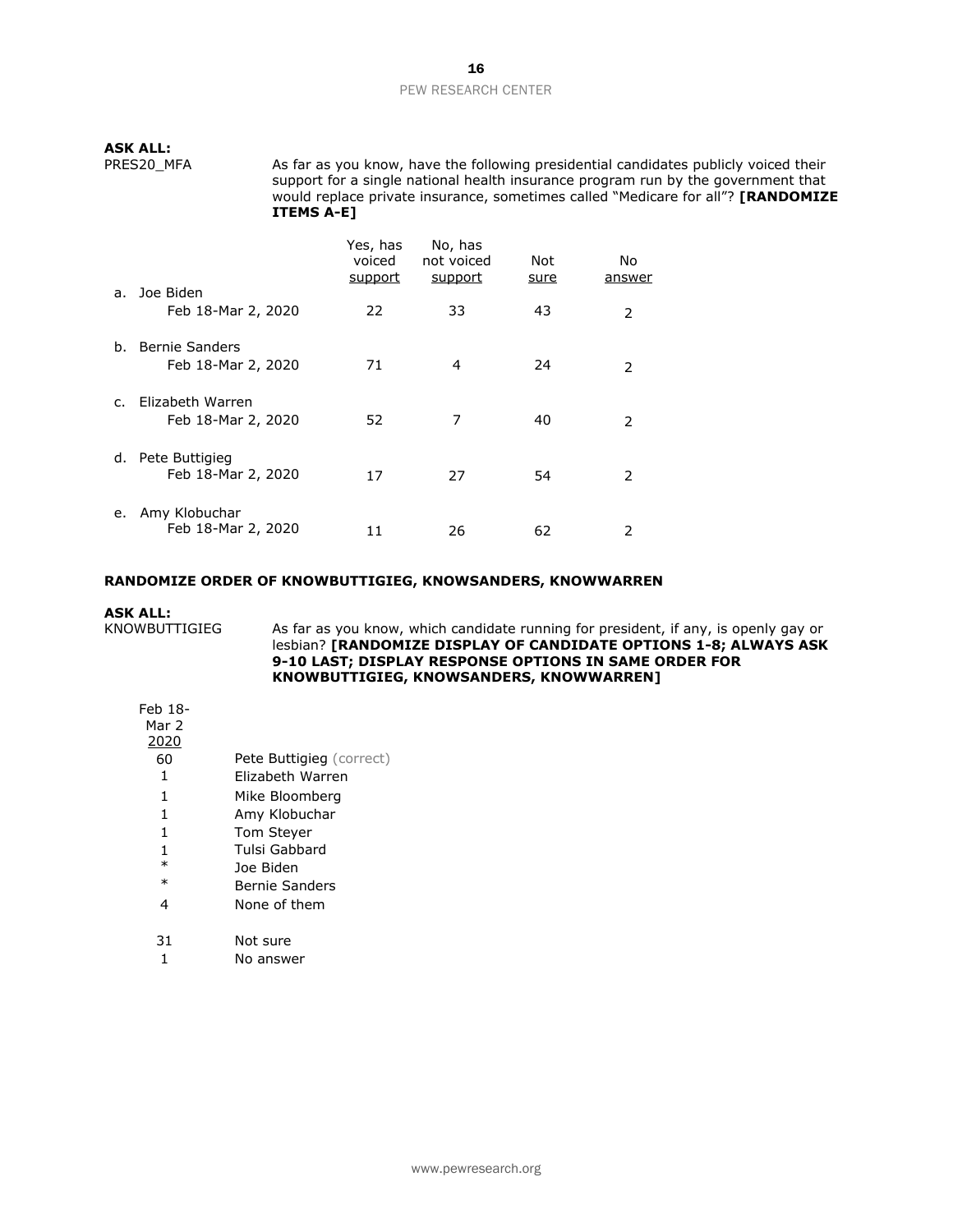**ASK ALL:**

PRES20_MFA As far as you know, have the following presidential candidates publicly voiced their support for a single national health insurance program run by the government that would replace private insurance, sometimes called "Medicare for all"? **[RANDOMIZE ITEMS A-E]**

| | Yes, has voiced support | No, has not voiced support | Not sure | No answer |
|---|---|---|---|---|
| a. Joe Biden | | | | |
| Feb 18-Mar 2, 2020 | 22 | 33 | 43 | 2 |
| b. Bernie Sanders | | | | |
| Feb 18-Mar 2, 2020 | 71 | 4 | 24 | 2 |
| c. Elizabeth Warren | | | | |
| Feb 18-Mar 2, 2020 | 52 | 7 | 40 | 2 |
| d. Pete Buttigieg | | | | |
| Feb 18-Mar 2, 2020 | 17 | 27 | 54 | 2 |
| e. Amy Klobuchar | | | | |
| Feb 18-Mar 2, 2020 | 11 | 26 | 62 | 2 |

**RANDOMIZE ORDER OF KNOWBUTTIGIEG, KNOWSANDERS, KNOWWARREN**

**ASK ALL:**

KNOWBUTTIGIEG As far as you know, which candidate running for president, if any, is openly gay or lesbian? **[RANDOMIZE DISPLAY OF CANDIDATE OPTIONS 1-8; ALWAYS ASK 9-10 LAST; DISPLAY RESPONSE OPTIONS IN SAME ORDER FOR KNOWBUTTIGIEG, KNOWSANDERS, KNOWWARREN]**

| Feb 18-Mar 2 2020 | |
|---|---|
| 60 | Pete Buttigieg (correct) |
| 1 | Elizabeth Warren |
| 1 | Mike Bloomberg |
| 1 | Amy Klobuchar |
| 1 | Tom Steyer |
| 1 | Tulsi Gabbard |
| * | Joe Biden |
| * | Bernie Sanders |
| 4 | None of them |
| 31 | Not sure |
| 1 | No answer |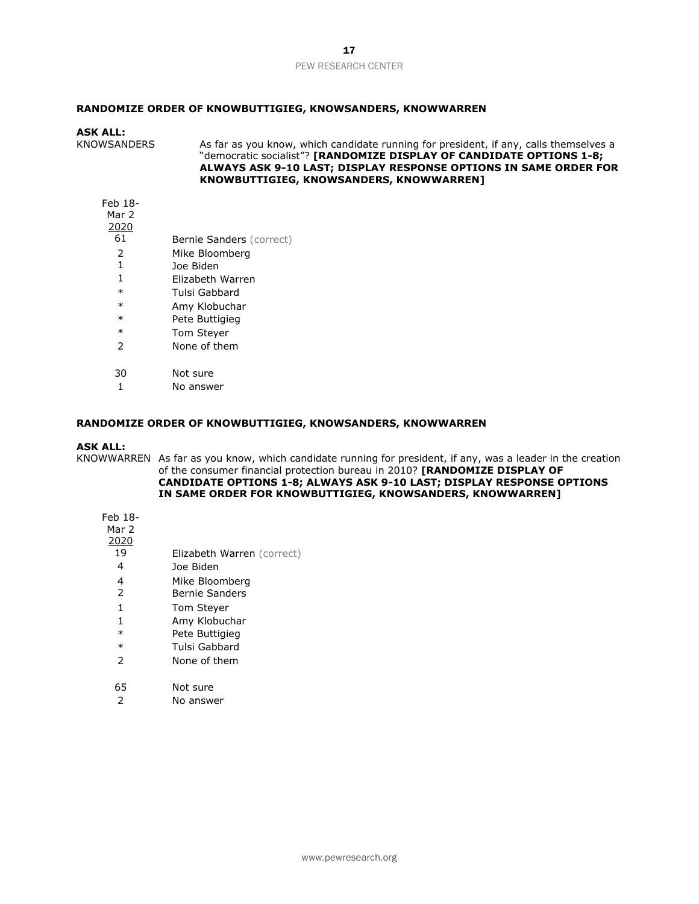**RANDOMIZE ORDER OF KNOWBUTTIGIEG, KNOWSANDERS, KNOWWARREN**

**ASK ALL:**

KNOWSANDERS As far as you know, which candidate running for president, if any, calls themselves a "democratic socialist"? **[RANDOMIZE DISPLAY OF CANDIDATE OPTIONS 1-8; ALWAYS ASK 9-10 LAST; DISPLAY RESPONSE OPTIONS IN SAME ORDER FOR KNOWBUTTIGIEG, KNOWSANDERS, KNOWWARREN]**

| Feb 18-Mar 2 2020 | |
|---|---|
| 61 | Bernie Sanders (correct) |
| 2 | Mike Bloomberg |
| 1 | Joe Biden |
| 1 | Elizabeth Warren |
| * | Tulsi Gabbard |
| * | Amy Klobuchar |
| * | Pete Buttigieg |
| * | Tom Steyer |
| 2 | None of them |
| 30 | Not sure |
| 1 | No answer |

**RANDOMIZE ORDER OF KNOWBUTTIGIEG, KNOWSANDERS, KNOWWARREN**

**ASK ALL:**

KNOWWARREN As far as you know, which candidate running for president, if any, was a leader in the creation of the consumer financial protection bureau in 2010? **[RANDOMIZE DISPLAY OF CANDIDATE OPTIONS 1-8; ALWAYS ASK 9-10 LAST; DISPLAY RESPONSE OPTIONS IN SAME ORDER FOR KNOWBUTTIGIEG, KNOWSANDERS, KNOWWARREN]**

| Feb 18-Mar 2 2020 | |
|---|---|
| 19 | Elizabeth Warren (correct) |
| 4 | Joe Biden |
| 4 | Mike Bloomberg |
| 2 | Bernie Sanders |
| 1 | Tom Steyer |
| 1 | Amy Klobuchar |
| * | Pete Buttigieg |
| * | Tulsi Gabbard |
| 2 | None of them |
| 65 | Not sure |
| 2 | No answer |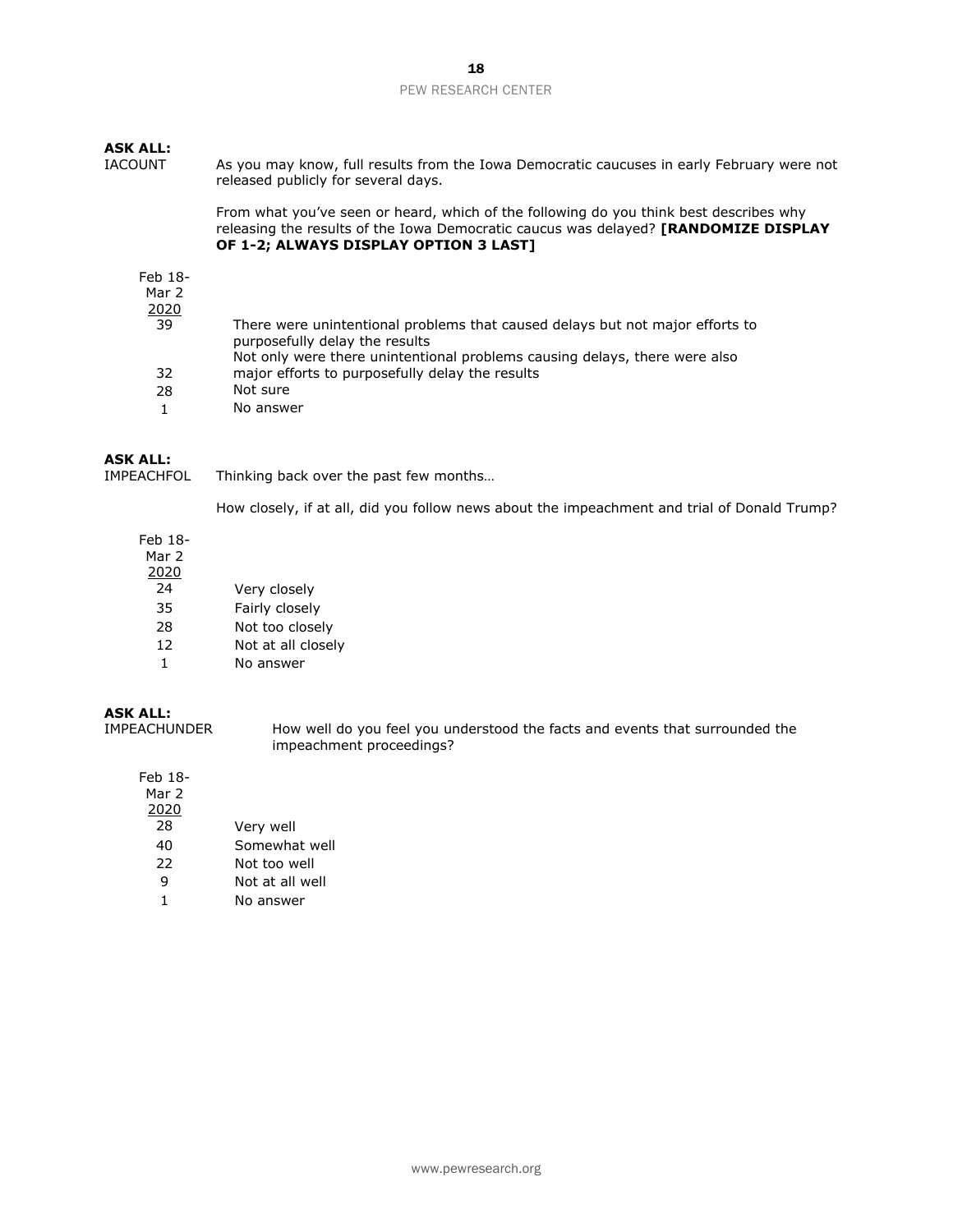**ASK ALL:**

IACOUNT As you may know, full results from the Iowa Democratic caucuses in early February were not released publicly for several days.

From what you've seen or heard, which of the following do you think best describes why releasing the results of the Iowa Democratic caucus was delayed? **[RANDOMIZE DISPLAY OF 1-2; ALWAYS DISPLAY OPTION 3 LAST]**

| Feb 18-Mar 2 2020 | |
|---|---|
| 39 | There were unintentional problems that caused delays but not major efforts to purposefully delay the results |
| 32 | Not only were there unintentional problems causing delays, there were also major efforts to purposefully delay the results |
| 28 | Not sure |
| 1 | No answer |

**ASK ALL:**

IMPEACHFOL Thinking back over the past few months…

How closely, if at all, did you follow news about the impeachment and trial of Donald Trump?

| Feb 18-Mar 2 2020 | |
|---|---|
| 24 | Very closely |
| 35 | Fairly closely |
| 28 | Not too closely |
| 12 | Not at all closely |
| 1 | No answer |

**ASK ALL:**

IMPEACHUNDER How well do you feel you understood the facts and events that surrounded the impeachment proceedings?

| Feb 18-Mar 2 2020 | |
|---|---|
| 28 | Very well |
| 40 | Somewhat well |
| 22 | Not too well |
| 9 | Not at all well |
| 1 | No answer |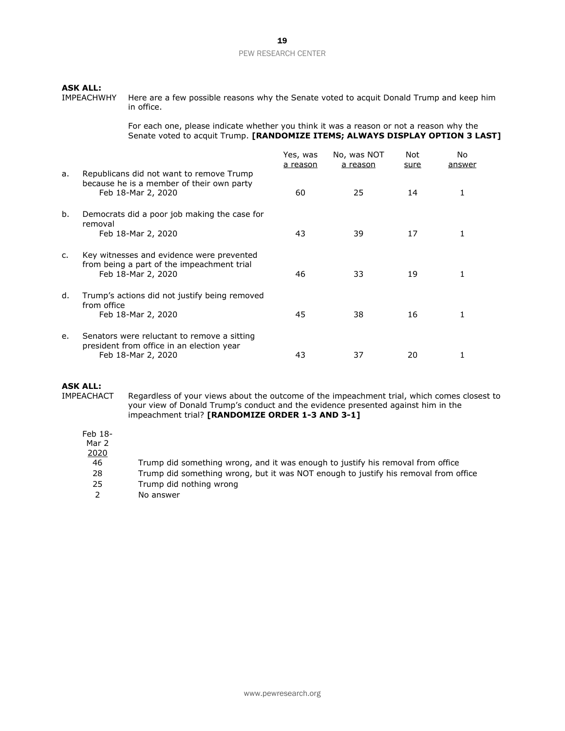**ASK ALL:**
IMPEACHWHY Here are a few possible reasons why the Senate voted to acquit Donald Trump and keep him in office.

For each one, please indicate whether you think it was a reason or not a reason why the Senate voted to acquit Trump. **[RANDOMIZE ITEMS; ALWAYS DISPLAY OPTION 3 LAST]**

| | | Yes, was a reason | No, was NOT a reason | Not sure | No answer |
|---|---|---|---|---|---|
| a. | Republicans did not want to remove Trump because he is a member of their own party | | | | |
| | Feb 18-Mar 2, 2020 | 60 | 25 | 14 | 1 |
| b. | Democrats did a poor job making the case for removal | | | | |
| | Feb 18-Mar 2, 2020 | 43 | 39 | 17 | 1 |
| c. | Key witnesses and evidence were prevented from being a part of the impeachment trial | | | | |
| | Feb 18-Mar 2, 2020 | 46 | 33 | 19 | 1 |
| d. | Trump's actions did not justify being removed from office | | | | |
| | Feb 18-Mar 2, 2020 | 45 | 38 | 16 | 1 |
| e. | Senators were reluctant to remove a sitting president from office in an election year | | | | |
| | Feb 18-Mar 2, 2020 | 43 | 37 | 20 | 1 |

**ASK ALL:**
IMPEACHACT Regardless of your views about the outcome of the impeachment trial, which comes closest to your view of Donald Trump's conduct and the evidence presented against him in the impeachment trial? **[RANDOMIZE ORDER 1-3 AND 3-1]**

| Feb 18-Mar 2 2020 | |
|---|---|
| 46 | Trump did something wrong, and it was enough to justify his removal from office |
| 28 | Trump did something wrong, but it was NOT enough to justify his removal from office |
| 25 | Trump did nothing wrong |
| 2 | No answer |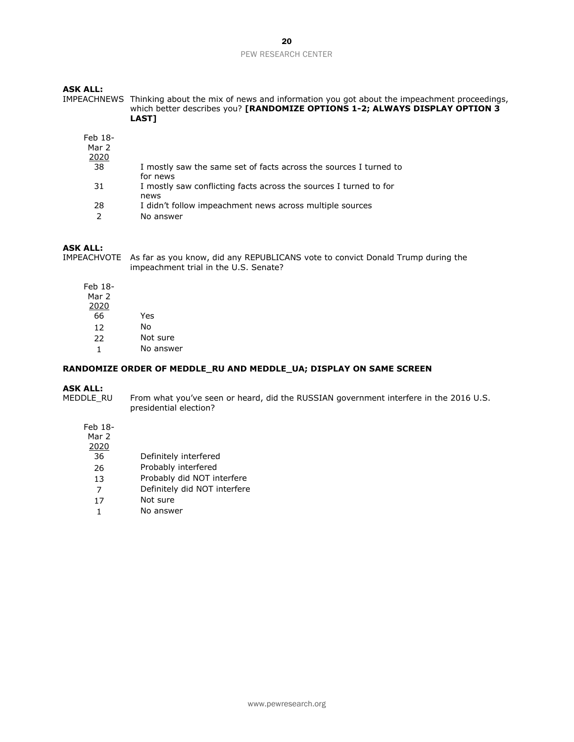**ASK ALL:**

IMPEACHNEWS Thinking about the mix of news and information you got about the impeachment proceedings, which better describes you? **[RANDOMIZE OPTIONS 1-2; ALWAYS DISPLAY OPTION 3 LAST]**

| Feb 18-Mar 2 2020 | |
|---|---|
| 38 | I mostly saw the same set of facts across the sources I turned to for news |
| 31 | I mostly saw conflicting facts across the sources I turned to for news |
| 28 | I didn't follow impeachment news across multiple sources |
| 2 | No answer |

**ASK ALL:**

IMPEACHVOTE As far as you know, did any REPUBLICANS vote to convict Donald Trump during the impeachment trial in the U.S. Senate?

| Feb 18-Mar 2 2020 | |
|---|---|
| 66 | Yes |
| 12 | No |
| 22 | Not sure |
| 1 | No answer |

**RANDOMIZE ORDER OF MEDDLE_RU AND MEDDLE_UA; DISPLAY ON SAME SCREEN**

**ASK ALL:**

MEDDLE_RU From what you've seen or heard, did the RUSSIAN government interfere in the 2016 U.S. presidential election?

| Feb 18-Mar 2 2020 | |
|---|---|
| 36 | Definitely interfered |
| 26 | Probably interfered |
| 13 | Probably did NOT interfere |
| 7 | Definitely did NOT interfere |
| 17 | Not sure |
| 1 | No answer |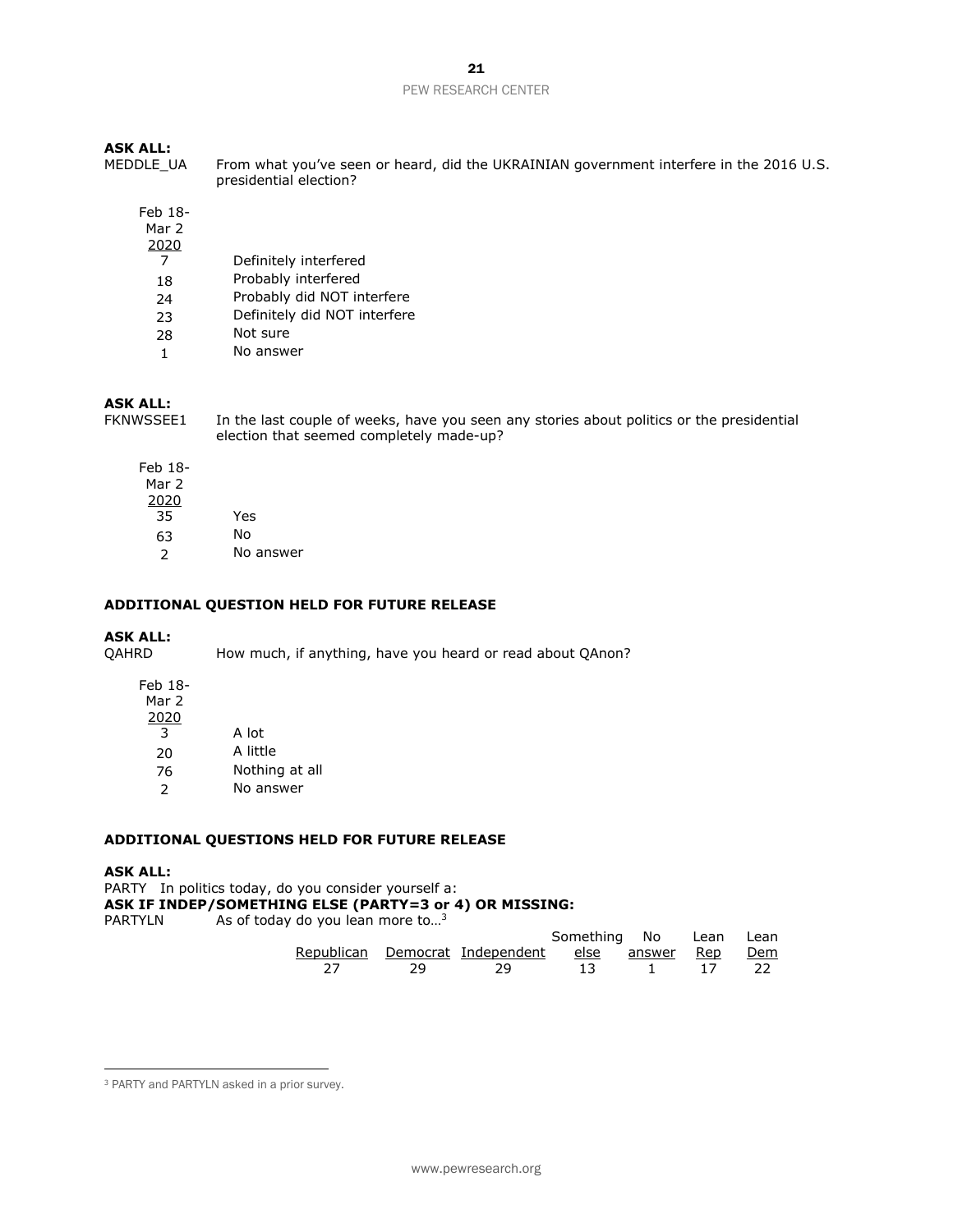**ASK ALL:**

MEDDLE_UA From what you've seen or heard, did the UKRAINIAN government interfere in the 2016 U.S. presidential election?

| Feb 18-Mar 2 2020 | |
|---|---|
| 7 | Definitely interfered |
| 18 | Probably interfered |
| 24 | Probably did NOT interfere |
| 23 | Definitely did NOT interfere |
| 28 | Not sure |
| 1 | No answer |

**ASK ALL:**

FKNWSSEE1 In the last couple of weeks, have you seen any stories about politics or the presidential election that seemed completely made-up?

| Feb 18-Mar 2 2020 | |
|---|---|
| 35 | Yes |
| 63 | No |
| 2 | No answer |

**ADDITIONAL QUESTION HELD FOR FUTURE RELEASE**

**ASK ALL:**

QAHRD How much, if anything, have you heard or read about QAnon?

| Feb 18-Mar 2 2020 | |
|---|---|
| 3 | A lot |
| 20 | A little |
| 76 | Nothing at all |
| 2 | No answer |

**ADDITIONAL QUESTIONS HELD FOR FUTURE RELEASE**

**ASK ALL:**

PARTY In politics today, do you consider yourself a:

**ASK IF INDEP/SOMETHING ELSE (PARTY=3 or 4) OR MISSING:**

PARTYLN As of today do you lean more to…[3]

| Republican | Democrat | Independent | Something else | No answer | Lean Rep | Lean Dem |
|---|---|---|---|---|---|---|
| 27 | 29 | 29 | 13 | 1 | 17 | 22 |

[3] PARTY and PARTYLN asked in a prior survey.